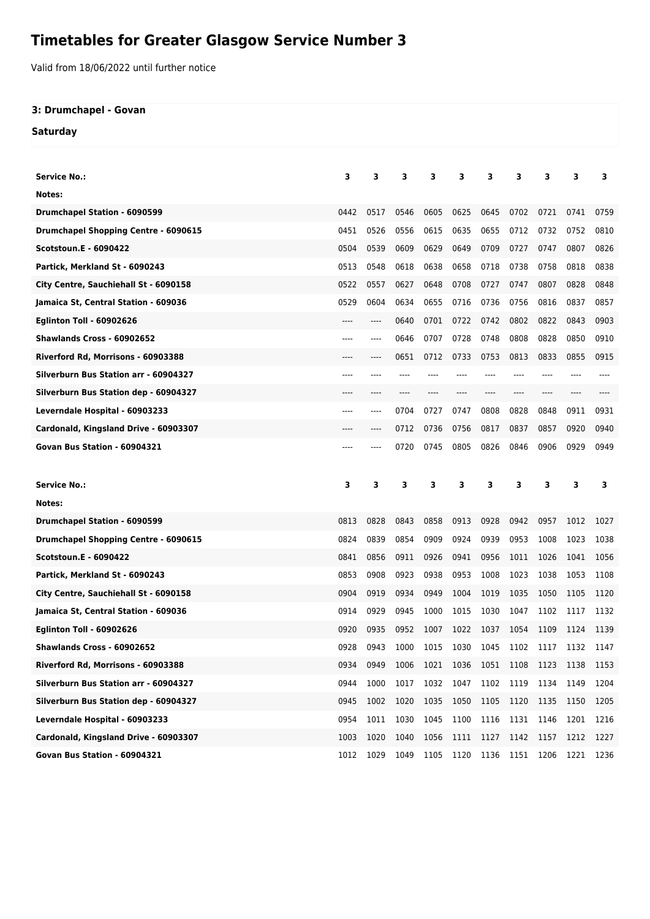# Timetables for Greater Glasgow Service Number 3

Valid from 18/06/2022 until further notice

**3: Drumchapel - Govan**

**Saturday**

| Service No.: | 3 | 3 | 3 | 3 | 3 | 3 | 3 | 3 | 3 | 3 |
|---|---|---|---|---|---|---|---|---|---|---|
| Notes: | | | | | | | | | | |
| Drumchapel Station - 6090599 | 0442 | 0517 | 0546 | 0605 | 0625 | 0645 | 0702 | 0721 | 0741 | 0759 |
| Drumchapel Shopping Centre - 6090615 | 0451 | 0526 | 0556 | 0615 | 0635 | 0655 | 0712 | 0732 | 0752 | 0810 |
| Scotstoun.E - 6090422 | 0504 | 0539 | 0609 | 0629 | 0649 | 0709 | 0727 | 0747 | 0807 | 0826 |
| Partick, Merkland St - 6090243 | 0513 | 0548 | 0618 | 0638 | 0658 | 0718 | 0738 | 0758 | 0818 | 0838 |
| City Centre, Sauchiehall St - 6090158 | 0522 | 0557 | 0627 | 0648 | 0708 | 0727 | 0747 | 0807 | 0828 | 0848 |
| Jamaica St, Central Station - 609036 | 0529 | 0604 | 0634 | 0655 | 0716 | 0736 | 0756 | 0816 | 0837 | 0857 |
| Eglinton Toll - 60902626 | ---- | ---- | 0640 | 0701 | 0722 | 0742 | 0802 | 0822 | 0843 | 0903 |
| Shawlands Cross - 60902652 | ---- | ---- | 0646 | 0707 | 0728 | 0748 | 0808 | 0828 | 0850 | 0910 |
| Riverford Rd, Morrisons - 60903388 | ---- | ---- | 0651 | 0712 | 0733 | 0753 | 0813 | 0833 | 0855 | 0915 |
| Silverburn Bus Station arr - 60904327 | ---- | ---- | ---- | ---- | ---- | ---- | ---- | ---- | ---- | ---- |
| Silverburn Bus Station dep - 60904327 | ---- | ---- | ---- | ---- | ---- | ---- | ---- | ---- | ---- | ---- |
| Leverndale Hospital - 60903233 | ---- | ---- | 0704 | 0727 | 0747 | 0808 | 0828 | 0848 | 0911 | 0931 |
| Cardonald, Kingsland Drive - 60903307 | ---- | ---- | 0712 | 0736 | 0756 | 0817 | 0837 | 0857 | 0920 | 0940 |
| Govan Bus Station - 60904321 | ---- | ---- | 0720 | 0745 | 0805 | 0826 | 0846 | 0906 | 0929 | 0949 |

| Service No.: | 3 | 3 | 3 | 3 | 3 | 3 | 3 | 3 | 3 | 3 |
|---|---|---|---|---|---|---|---|---|---|---|
| Notes: | | | | | | | | | | |
| Drumchapel Station - 6090599 | 0813 | 0828 | 0843 | 0858 | 0913 | 0928 | 0942 | 0957 | 1012 | 1027 |
| Drumchapel Shopping Centre - 6090615 | 0824 | 0839 | 0854 | 0909 | 0924 | 0939 | 0953 | 1008 | 1023 | 1038 |
| Scotstoun.E - 6090422 | 0841 | 0856 | 0911 | 0926 | 0941 | 0956 | 1011 | 1026 | 1041 | 1056 |
| Partick, Merkland St - 6090243 | 0853 | 0908 | 0923 | 0938 | 0953 | 1008 | 1023 | 1038 | 1053 | 1108 |
| City Centre, Sauchiehall St - 6090158 | 0904 | 0919 | 0934 | 0949 | 1004 | 1019 | 1035 | 1050 | 1105 | 1120 |
| Jamaica St, Central Station - 609036 | 0914 | 0929 | 0945 | 1000 | 1015 | 1030 | 1047 | 1102 | 1117 | 1132 |
| Eglinton Toll - 60902626 | 0920 | 0935 | 0952 | 1007 | 1022 | 1037 | 1054 | 1109 | 1124 | 1139 |
| Shawlands Cross - 60902652 | 0928 | 0943 | 1000 | 1015 | 1030 | 1045 | 1102 | 1117 | 1132 | 1147 |
| Riverford Rd, Morrisons - 60903388 | 0934 | 0949 | 1006 | 1021 | 1036 | 1051 | 1108 | 1123 | 1138 | 1153 |
| Silverburn Bus Station arr - 60904327 | 0944 | 1000 | 1017 | 1032 | 1047 | 1102 | 1119 | 1134 | 1149 | 1204 |
| Silverburn Bus Station dep - 60904327 | 0945 | 1002 | 1020 | 1035 | 1050 | 1105 | 1120 | 1135 | 1150 | 1205 |
| Leverndale Hospital - 60903233 | 0954 | 1011 | 1030 | 1045 | 1100 | 1116 | 1131 | 1146 | 1201 | 1216 |
| Cardonald, Kingsland Drive - 60903307 | 1003 | 1020 | 1040 | 1056 | 1111 | 1127 | 1142 | 1157 | 1212 | 1227 |
| Govan Bus Station - 60904321 | 1012 | 1029 | 1049 | 1105 | 1120 | 1136 | 1151 | 1206 | 1221 | 1236 |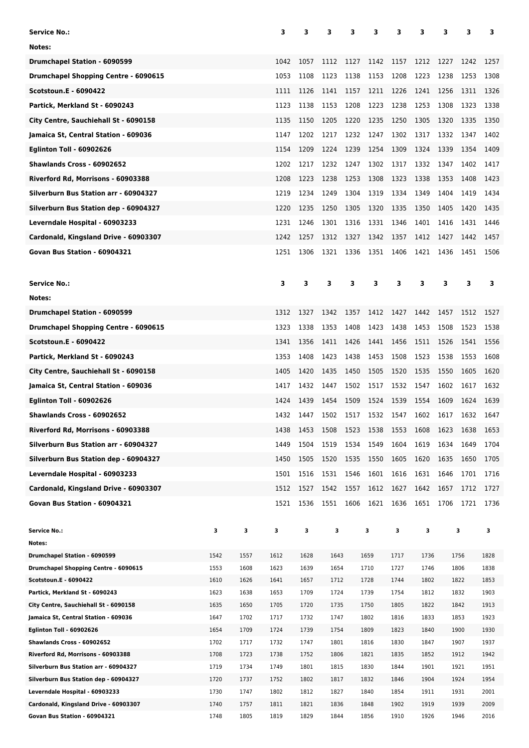| Service No.: | 3 | 3 | 3 | 3 | 3 | 3 | 3 | 3 | 3 | 3 |
|---|---|---|---|---|---|---|---|---|---|---|
| Notes: | | | | | | | | | | |
| Drumchapel Station - 6090599 | 1042 | 1057 | 1112 | 1127 | 1142 | 1157 | 1212 | 1227 | 1242 | 1257 |
| Drumchapel Shopping Centre - 6090615 | 1053 | 1108 | 1123 | 1138 | 1153 | 1208 | 1223 | 1238 | 1253 | 1308 |
| Scotstoun.E - 6090422 | 1111 | 1126 | 1141 | 1157 | 1211 | 1226 | 1241 | 1256 | 1311 | 1326 |
| Partick, Merkland St - 6090243 | 1123 | 1138 | 1153 | 1208 | 1223 | 1238 | 1253 | 1308 | 1323 | 1338 |
| City Centre, Sauchiehall St - 6090158 | 1135 | 1150 | 1205 | 1220 | 1235 | 1250 | 1305 | 1320 | 1335 | 1350 |
| Jamaica St, Central Station - 609036 | 1147 | 1202 | 1217 | 1232 | 1247 | 1302 | 1317 | 1332 | 1347 | 1402 |
| Eglinton Toll - 60902626 | 1154 | 1209 | 1224 | 1239 | 1254 | 1309 | 1324 | 1339 | 1354 | 1409 |
| Shawlands Cross - 60902652 | 1202 | 1217 | 1232 | 1247 | 1302 | 1317 | 1332 | 1347 | 1402 | 1417 |
| Riverford Rd, Morrisons - 60903388 | 1208 | 1223 | 1238 | 1253 | 1308 | 1323 | 1338 | 1353 | 1408 | 1423 |
| Silverburn Bus Station arr - 60904327 | 1219 | 1234 | 1249 | 1304 | 1319 | 1334 | 1349 | 1404 | 1419 | 1434 |
| Silverburn Bus Station dep - 60904327 | 1220 | 1235 | 1250 | 1305 | 1320 | 1335 | 1350 | 1405 | 1420 | 1435 |
| Leverndale Hospital - 60903233 | 1231 | 1246 | 1301 | 1316 | 1331 | 1346 | 1401 | 1416 | 1431 | 1446 |
| Cardonald, Kingsland Drive - 60903307 | 1242 | 1257 | 1312 | 1327 | 1342 | 1357 | 1412 | 1427 | 1442 | 1457 |
| Govan Bus Station - 60904321 | 1251 | 1306 | 1321 | 1336 | 1351 | 1406 | 1421 | 1436 | 1451 | 1506 |

| Service No.: | 3 | 3 | 3 | 3 | 3 | 3 | 3 | 3 | 3 | 3 |
|---|---|---|---|---|---|---|---|---|---|---|
| Notes: | | | | | | | | | | |
| Drumchapel Station - 6090599 | 1312 | 1327 | 1342 | 1357 | 1412 | 1427 | 1442 | 1457 | 1512 | 1527 |
| Drumchapel Shopping Centre - 6090615 | 1323 | 1338 | 1353 | 1408 | 1423 | 1438 | 1453 | 1508 | 1523 | 1538 |
| Scotstoun.E - 6090422 | 1341 | 1356 | 1411 | 1426 | 1441 | 1456 | 1511 | 1526 | 1541 | 1556 |
| Partick, Merkland St - 6090243 | 1353 | 1408 | 1423 | 1438 | 1453 | 1508 | 1523 | 1538 | 1553 | 1608 |
| City Centre, Sauchiehall St - 6090158 | 1405 | 1420 | 1435 | 1450 | 1505 | 1520 | 1535 | 1550 | 1605 | 1620 |
| Jamaica St, Central Station - 609036 | 1417 | 1432 | 1447 | 1502 | 1517 | 1532 | 1547 | 1602 | 1617 | 1632 |
| Eglinton Toll - 60902626 | 1424 | 1439 | 1454 | 1509 | 1524 | 1539 | 1554 | 1609 | 1624 | 1639 |
| Shawlands Cross - 60902652 | 1432 | 1447 | 1502 | 1517 | 1532 | 1547 | 1602 | 1617 | 1632 | 1647 |
| Riverford Rd, Morrisons - 60903388 | 1438 | 1453 | 1508 | 1523 | 1538 | 1553 | 1608 | 1623 | 1638 | 1653 |
| Silverburn Bus Station arr - 60904327 | 1449 | 1504 | 1519 | 1534 | 1549 | 1604 | 1619 | 1634 | 1649 | 1704 |
| Silverburn Bus Station dep - 60904327 | 1450 | 1505 | 1520 | 1535 | 1550 | 1605 | 1620 | 1635 | 1650 | 1705 |
| Leverndale Hospital - 60903233 | 1501 | 1516 | 1531 | 1546 | 1601 | 1616 | 1631 | 1646 | 1701 | 1716 |
| Cardonald, Kingsland Drive - 60903307 | 1512 | 1527 | 1542 | 1557 | 1612 | 1627 | 1642 | 1657 | 1712 | 1727 |
| Govan Bus Station - 60904321 | 1521 | 1536 | 1551 | 1606 | 1621 | 1636 | 1651 | 1706 | 1721 | 1736 |

| Service No.: | 3 | 3 | 3 | 3 | 3 | 3 | 3 | 3 | 3 | 3 |
|---|---|---|---|---|---|---|---|---|---|---|
| Notes: | | | | | | | | | | |
| Drumchapel Station - 6090599 | 1542 | 1557 | 1612 | 1628 | 1643 | 1659 | 1717 | 1736 | 1756 | 1828 |
| Drumchapel Shopping Centre - 6090615 | 1553 | 1608 | 1623 | 1639 | 1654 | 1710 | 1727 | 1746 | 1806 | 1838 |
| Scotstoun.E - 6090422 | 1610 | 1626 | 1641 | 1657 | 1712 | 1728 | 1744 | 1802 | 1822 | 1853 |
| Partick, Merkland St - 6090243 | 1623 | 1638 | 1653 | 1709 | 1724 | 1739 | 1754 | 1812 | 1832 | 1903 |
| City Centre, Sauchiehall St - 6090158 | 1635 | 1650 | 1705 | 1720 | 1735 | 1750 | 1805 | 1822 | 1842 | 1913 |
| Jamaica St, Central Station - 609036 | 1647 | 1702 | 1717 | 1732 | 1747 | 1802 | 1816 | 1833 | 1853 | 1923 |
| Eglinton Toll - 60902626 | 1654 | 1709 | 1724 | 1739 | 1754 | 1809 | 1823 | 1840 | 1900 | 1930 |
| Shawlands Cross - 60902652 | 1702 | 1717 | 1732 | 1747 | 1801 | 1816 | 1830 | 1847 | 1907 | 1937 |
| Riverford Rd, Morrisons - 60903388 | 1708 | 1723 | 1738 | 1752 | 1806 | 1821 | 1835 | 1852 | 1912 | 1942 |
| Silverburn Bus Station arr - 60904327 | 1719 | 1734 | 1749 | 1801 | 1815 | 1830 | 1844 | 1901 | 1921 | 1951 |
| Silverburn Bus Station dep - 60904327 | 1720 | 1737 | 1752 | 1802 | 1817 | 1832 | 1846 | 1904 | 1924 | 1954 |
| Leverndale Hospital - 60903233 | 1730 | 1747 | 1802 | 1812 | 1827 | 1840 | 1854 | 1911 | 1931 | 2001 |
| Cardonald, Kingsland Drive - 60903307 | 1740 | 1757 | 1811 | 1821 | 1836 | 1848 | 1902 | 1919 | 1939 | 2009 |
| Govan Bus Station - 60904321 | 1748 | 1805 | 1819 | 1829 | 1844 | 1856 | 1910 | 1926 | 1946 | 2016 |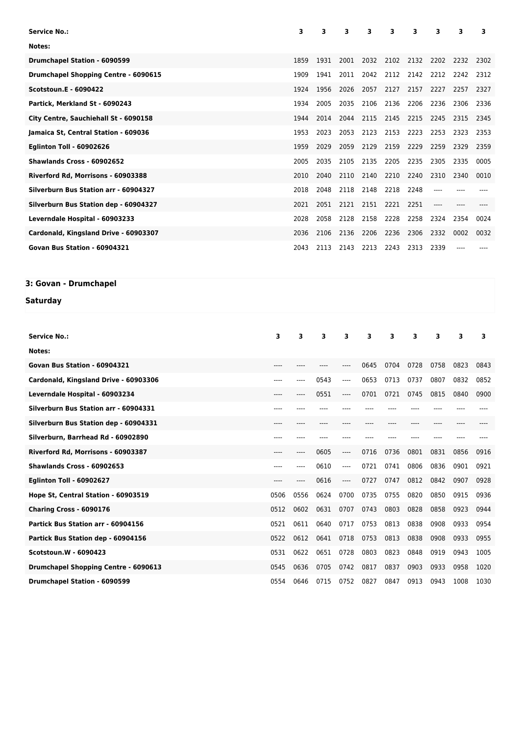| Service No.: | 3 | 3 | 3 | 3 | 3 | 3 | 3 | 3 | 3 |
|---|---|---|---|---|---|---|---|---|---|
| Notes: | | | | | | | | | |
| Drumchapel Station - 6090599 | 1859 | 1931 | 2001 | 2032 | 2102 | 2132 | 2202 | 2232 | 2302 |
| Drumchapel Shopping Centre - 6090615 | 1909 | 1941 | 2011 | 2042 | 2112 | 2142 | 2212 | 2242 | 2312 |
| Scotstoun.E - 6090422 | 1924 | 1956 | 2026 | 2057 | 2127 | 2157 | 2227 | 2257 | 2327 |
| Partick, Merkland St - 6090243 | 1934 | 2005 | 2035 | 2106 | 2136 | 2206 | 2236 | 2306 | 2336 |
| City Centre, Sauchiehall St - 6090158 | 1944 | 2014 | 2044 | 2115 | 2145 | 2215 | 2245 | 2315 | 2345 |
| Jamaica St, Central Station - 609036 | 1953 | 2023 | 2053 | 2123 | 2153 | 2223 | 2253 | 2323 | 2353 |
| Eglinton Toll - 60902626 | 1959 | 2029 | 2059 | 2129 | 2159 | 2229 | 2259 | 2329 | 2359 |
| Shawlands Cross - 60902652 | 2005 | 2035 | 2105 | 2135 | 2205 | 2235 | 2305 | 2335 | 0005 |
| Riverford Rd, Morrisons - 60903388 | 2010 | 2040 | 2110 | 2140 | 2210 | 2240 | 2310 | 2340 | 0010 |
| Silverburn Bus Station arr - 60904327 | 2018 | 2048 | 2118 | 2148 | 2218 | 2248 | ---- | ---- | ---- |
| Silverburn Bus Station dep - 60904327 | 2021 | 2051 | 2121 | 2151 | 2221 | 2251 | ---- | ---- | ---- |
| Leverndale Hospital - 60903233 | 2028 | 2058 | 2128 | 2158 | 2228 | 2258 | 2324 | 2354 | 0024 |
| Cardonald, Kingsland Drive - 60903307 | 2036 | 2106 | 2136 | 2206 | 2236 | 2306 | 2332 | 0002 | 0032 |
| Govan Bus Station - 60904321 | 2043 | 2113 | 2143 | 2213 | 2243 | 2313 | 2339 | ---- | ---- |

## 3: Govan - Drumchapel

## Saturday

| Service No.: | 3 | 3 | 3 | 3 | 3 | 3 | 3 | 3 | 3 | 3 |
|---|---|---|---|---|---|---|---|---|---|---|
| Notes: | | | | | | | | | | |
| Govan Bus Station - 60904321 | ---- | ---- | ---- | ---- | 0645 | 0704 | 0728 | 0758 | 0823 | 0843 |
| Cardonald, Kingsland Drive - 60903306 | ---- | ---- | 0543 | ---- | 0653 | 0713 | 0737 | 0807 | 0832 | 0852 |
| Leverndale Hospital - 60903234 | ---- | ---- | 0551 | ---- | 0701 | 0721 | 0745 | 0815 | 0840 | 0900 |
| Silverburn Bus Station arr - 60904331 | ---- | ---- | ---- | ---- | ---- | ---- | ---- | ---- | ---- | ---- |
| Silverburn Bus Station dep - 60904331 | ---- | ---- | ---- | ---- | ---- | ---- | ---- | ---- | ---- | ---- |
| Silverburn, Barrhead Rd - 60902890 | ---- | ---- | ---- | ---- | ---- | ---- | ---- | ---- | ---- | ---- |
| Riverford Rd, Morrisons - 60903387 | ---- | ---- | 0605 | ---- | 0716 | 0736 | 0801 | 0831 | 0856 | 0916 |
| Shawlands Cross - 60902653 | ---- | ---- | 0610 | ---- | 0721 | 0741 | 0806 | 0836 | 0901 | 0921 |
| Eglinton Toll - 60902627 | ---- | ---- | 0616 | ---- | 0727 | 0747 | 0812 | 0842 | 0907 | 0928 |
| Hope St, Central Station - 60903519 | 0506 | 0556 | 0624 | 0700 | 0735 | 0755 | 0820 | 0850 | 0915 | 0936 |
| Charing Cross - 6090176 | 0512 | 0602 | 0631 | 0707 | 0743 | 0803 | 0828 | 0858 | 0923 | 0944 |
| Partick Bus Station arr - 60904156 | 0521 | 0611 | 0640 | 0717 | 0753 | 0813 | 0838 | 0908 | 0933 | 0954 |
| Partick Bus Station dep - 60904156 | 0522 | 0612 | 0641 | 0718 | 0753 | 0813 | 0838 | 0908 | 0933 | 0955 |
| Scotstoun.W - 6090423 | 0531 | 0622 | 0651 | 0728 | 0803 | 0823 | 0848 | 0919 | 0943 | 1005 |
| Drumchapel Shopping Centre - 6090613 | 0545 | 0636 | 0705 | 0742 | 0817 | 0837 | 0903 | 0933 | 0958 | 1020 |
| Drumchapel Station - 6090599 | 0554 | 0646 | 0715 | 0752 | 0827 | 0847 | 0913 | 0943 | 1008 | 1030 |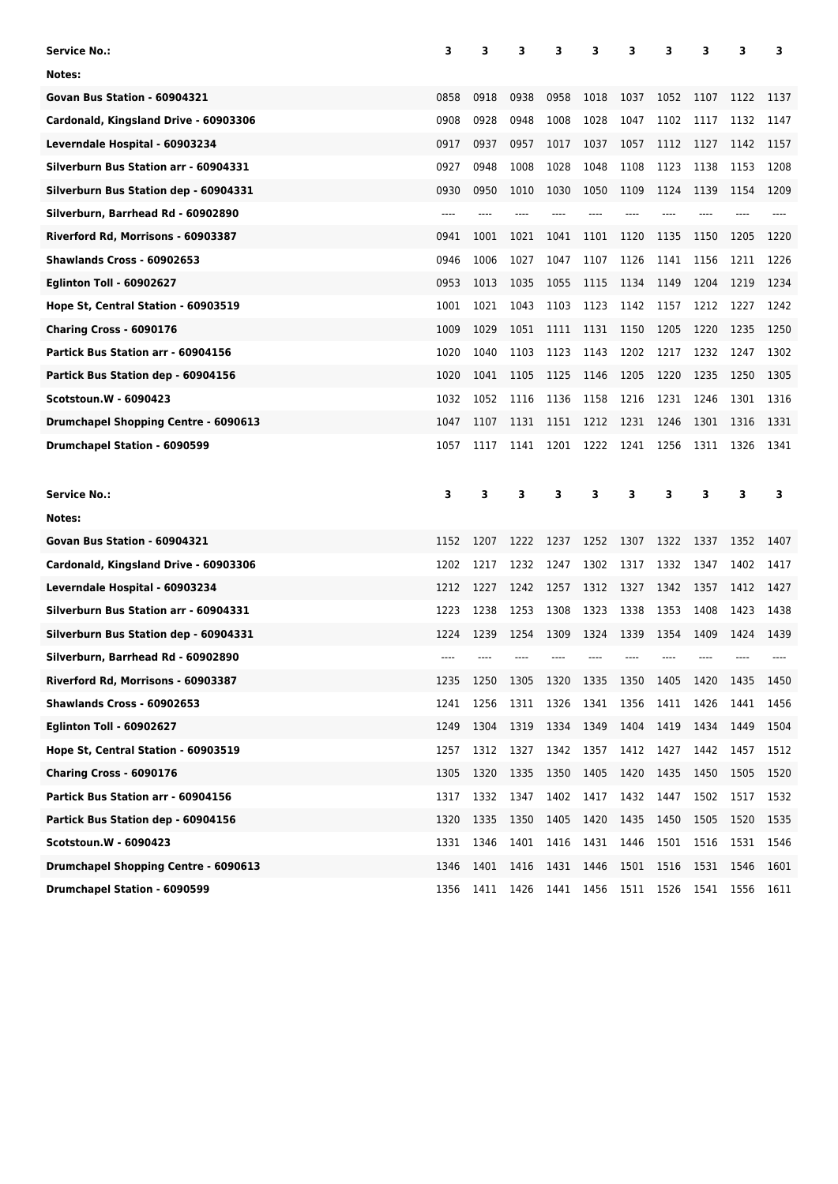| Service No.: | 3 | 3 | 3 | 3 | 3 | 3 | 3 | 3 | 3 | 3 |
|---|---|---|---|---|---|---|---|---|---|---|
| Notes: | | | | | | | | | | |
| Govan Bus Station - 60904321 | 0858 | 0918 | 0938 | 0958 | 1018 | 1037 | 1052 | 1107 | 1122 | 1137 |
| Cardonald, Kingsland Drive - 60903306 | 0908 | 0928 | 0948 | 1008 | 1028 | 1047 | 1102 | 1117 | 1132 | 1147 |
| Leverndale Hospital - 60903234 | 0917 | 0937 | 0957 | 1017 | 1037 | 1057 | 1112 | 1127 | 1142 | 1157 |
| Silverburn Bus Station arr - 60904331 | 0927 | 0948 | 1008 | 1028 | 1048 | 1108 | 1123 | 1138 | 1153 | 1208 |
| Silverburn Bus Station dep - 60904331 | 0930 | 0950 | 1010 | 1030 | 1050 | 1109 | 1124 | 1139 | 1154 | 1209 |
| Silverburn, Barrhead Rd - 60902890 | ---- | ---- | ---- | ---- | ---- | ---- | ---- | ---- | ---- | ---- |
| Riverford Rd, Morrisons - 60903387 | 0941 | 1001 | 1021 | 1041 | 1101 | 1120 | 1135 | 1150 | 1205 | 1220 |
| Shawlands Cross - 60902653 | 0946 | 1006 | 1027 | 1047 | 1107 | 1126 | 1141 | 1156 | 1211 | 1226 |
| Eglinton Toll - 60902627 | 0953 | 1013 | 1035 | 1055 | 1115 | 1134 | 1149 | 1204 | 1219 | 1234 |
| Hope St, Central Station - 60903519 | 1001 | 1021 | 1043 | 1103 | 1123 | 1142 | 1157 | 1212 | 1227 | 1242 |
| Charing Cross - 6090176 | 1009 | 1029 | 1051 | 1111 | 1131 | 1150 | 1205 | 1220 | 1235 | 1250 |
| Partick Bus Station arr - 60904156 | 1020 | 1040 | 1103 | 1123 | 1143 | 1202 | 1217 | 1232 | 1247 | 1302 |
| Partick Bus Station dep - 60904156 | 1020 | 1041 | 1105 | 1125 | 1146 | 1205 | 1220 | 1235 | 1250 | 1305 |
| Scotstoun.W - 6090423 | 1032 | 1052 | 1116 | 1136 | 1158 | 1216 | 1231 | 1246 | 1301 | 1316 |
| Drumchapel Shopping Centre - 6090613 | 1047 | 1107 | 1131 | 1151 | 1212 | 1231 | 1246 | 1301 | 1316 | 1331 |
| Drumchapel Station - 6090599 | 1057 | 1117 | 1141 | 1201 | 1222 | 1241 | 1256 | 1311 | 1326 | 1341 |

| Service No.: | 3 | 3 | 3 | 3 | 3 | 3 | 3 | 3 | 3 | 3 |
|---|---|---|---|---|---|---|---|---|---|---|
| Notes: | | | | | | | | | | |
| Govan Bus Station - 60904321 | 1152 | 1207 | 1222 | 1237 | 1252 | 1307 | 1322 | 1337 | 1352 | 1407 |
| Cardonald, Kingsland Drive - 60903306 | 1202 | 1217 | 1232 | 1247 | 1302 | 1317 | 1332 | 1347 | 1402 | 1417 |
| Leverndale Hospital - 60903234 | 1212 | 1227 | 1242 | 1257 | 1312 | 1327 | 1342 | 1357 | 1412 | 1427 |
| Silverburn Bus Station arr - 60904331 | 1223 | 1238 | 1253 | 1308 | 1323 | 1338 | 1353 | 1408 | 1423 | 1438 |
| Silverburn Bus Station dep - 60904331 | 1224 | 1239 | 1254 | 1309 | 1324 | 1339 | 1354 | 1409 | 1424 | 1439 |
| Silverburn, Barrhead Rd - 60902890 | ---- | ---- | ---- | ---- | ---- | ---- | ---- | ---- | ---- | ---- |
| Riverford Rd, Morrisons - 60903387 | 1235 | 1250 | 1305 | 1320 | 1335 | 1350 | 1405 | 1420 | 1435 | 1450 |
| Shawlands Cross - 60902653 | 1241 | 1256 | 1311 | 1326 | 1341 | 1356 | 1411 | 1426 | 1441 | 1456 |
| Eglinton Toll - 60902627 | 1249 | 1304 | 1319 | 1334 | 1349 | 1404 | 1419 | 1434 | 1449 | 1504 |
| Hope St, Central Station - 60903519 | 1257 | 1312 | 1327 | 1342 | 1357 | 1412 | 1427 | 1442 | 1457 | 1512 |
| Charing Cross - 6090176 | 1305 | 1320 | 1335 | 1350 | 1405 | 1420 | 1435 | 1450 | 1505 | 1520 |
| Partick Bus Station arr - 60904156 | 1317 | 1332 | 1347 | 1402 | 1417 | 1432 | 1447 | 1502 | 1517 | 1532 |
| Partick Bus Station dep - 60904156 | 1320 | 1335 | 1350 | 1405 | 1420 | 1435 | 1450 | 1505 | 1520 | 1535 |
| Scotstoun.W - 6090423 | 1331 | 1346 | 1401 | 1416 | 1431 | 1446 | 1501 | 1516 | 1531 | 1546 |
| Drumchapel Shopping Centre - 6090613 | 1346 | 1401 | 1416 | 1431 | 1446 | 1501 | 1516 | 1531 | 1546 | 1601 |
| Drumchapel Station - 6090599 | 1356 | 1411 | 1426 | 1441 | 1456 | 1511 | 1526 | 1541 | 1556 | 1611 |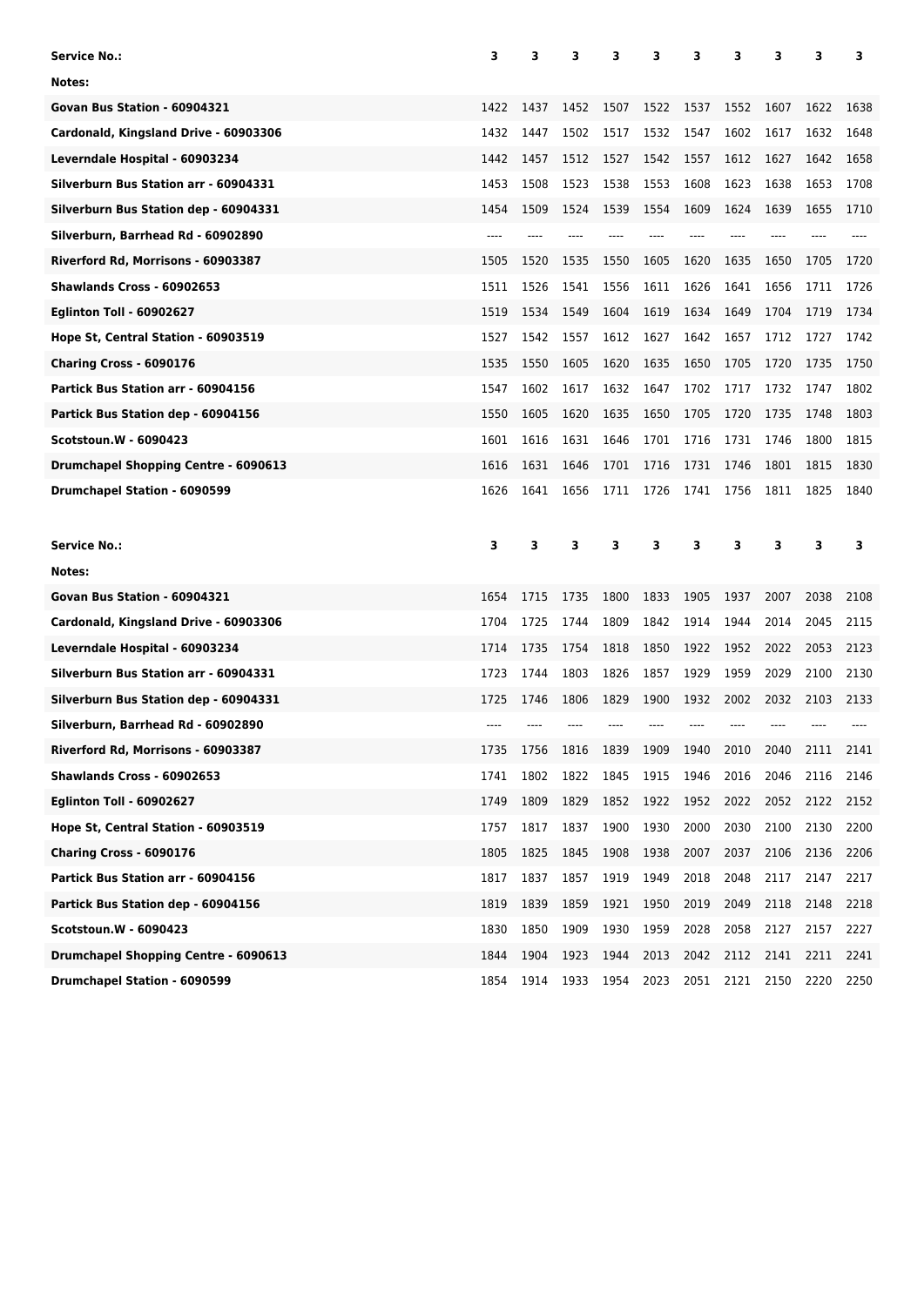| Service No.: | 3 | 3 | 3 | 3 | 3 | 3 | 3 | 3 | 3 | 3 |
|---|---|---|---|---|---|---|---|---|---|---|
| Notes: | | | | | | | | | | |
| Govan Bus Station - 60904321 | 1422 | 1437 | 1452 | 1507 | 1522 | 1537 | 1552 | 1607 | 1622 | 1638 |
| Cardonald, Kingsland Drive - 60903306 | 1432 | 1447 | 1502 | 1517 | 1532 | 1547 | 1602 | 1617 | 1632 | 1648 |
| Leverndale Hospital - 60903234 | 1442 | 1457 | 1512 | 1527 | 1542 | 1557 | 1612 | 1627 | 1642 | 1658 |
| Silverburn Bus Station arr - 60904331 | 1453 | 1508 | 1523 | 1538 | 1553 | 1608 | 1623 | 1638 | 1653 | 1708 |
| Silverburn Bus Station dep - 60904331 | 1454 | 1509 | 1524 | 1539 | 1554 | 1609 | 1624 | 1639 | 1655 | 1710 |
| Silverburn, Barrhead Rd - 60902890 | ---- | ---- | ---- | ---- | ---- | ---- | ---- | ---- | ---- | ---- |
| Riverford Rd, Morrisons - 60903387 | 1505 | 1520 | 1535 | 1550 | 1605 | 1620 | 1635 | 1650 | 1705 | 1720 |
| Shawlands Cross - 60902653 | 1511 | 1526 | 1541 | 1556 | 1611 | 1626 | 1641 | 1656 | 1711 | 1726 |
| Eglinton Toll - 60902627 | 1519 | 1534 | 1549 | 1604 | 1619 | 1634 | 1649 | 1704 | 1719 | 1734 |
| Hope St, Central Station - 60903519 | 1527 | 1542 | 1557 | 1612 | 1627 | 1642 | 1657 | 1712 | 1727 | 1742 |
| Charing Cross - 6090176 | 1535 | 1550 | 1605 | 1620 | 1635 | 1650 | 1705 | 1720 | 1735 | 1750 |
| Partick Bus Station arr - 60904156 | 1547 | 1602 | 1617 | 1632 | 1647 | 1702 | 1717 | 1732 | 1747 | 1802 |
| Partick Bus Station dep - 60904156 | 1550 | 1605 | 1620 | 1635 | 1650 | 1705 | 1720 | 1735 | 1748 | 1803 |
| Scotstoun.W - 6090423 | 1601 | 1616 | 1631 | 1646 | 1701 | 1716 | 1731 | 1746 | 1800 | 1815 |
| Drumchapel Shopping Centre - 6090613 | 1616 | 1631 | 1646 | 1701 | 1716 | 1731 | 1746 | 1801 | 1815 | 1830 |
| Drumchapel Station - 6090599 | 1626 | 1641 | 1656 | 1711 | 1726 | 1741 | 1756 | 1811 | 1825 | 1840 |

| Service No.: | 3 | 3 | 3 | 3 | 3 | 3 | 3 | 3 | 3 | 3 |
|---|---|---|---|---|---|---|---|---|---|---|
| Notes: | | | | | | | | | | |
| Govan Bus Station - 60904321 | 1654 | 1715 | 1735 | 1800 | 1833 | 1905 | 1937 | 2007 | 2038 | 2108 |
| Cardonald, Kingsland Drive - 60903306 | 1704 | 1725 | 1744 | 1809 | 1842 | 1914 | 1944 | 2014 | 2045 | 2115 |
| Leverndale Hospital - 60903234 | 1714 | 1735 | 1754 | 1818 | 1850 | 1922 | 1952 | 2022 | 2053 | 2123 |
| Silverburn Bus Station arr - 60904331 | 1723 | 1744 | 1803 | 1826 | 1857 | 1929 | 1959 | 2029 | 2100 | 2130 |
| Silverburn Bus Station dep - 60904331 | 1725 | 1746 | 1806 | 1829 | 1900 | 1932 | 2002 | 2032 | 2103 | 2133 |
| Silverburn, Barrhead Rd - 60902890 | ---- | ---- | ---- | ---- | ---- | ---- | ---- | ---- | ---- | ---- |
| Riverford Rd, Morrisons - 60903387 | 1735 | 1756 | 1816 | 1839 | 1909 | 1940 | 2010 | 2040 | 2111 | 2141 |
| Shawlands Cross - 60902653 | 1741 | 1802 | 1822 | 1845 | 1915 | 1946 | 2016 | 2046 | 2116 | 2146 |
| Eglinton Toll - 60902627 | 1749 | 1809 | 1829 | 1852 | 1922 | 1952 | 2022 | 2052 | 2122 | 2152 |
| Hope St, Central Station - 60903519 | 1757 | 1817 | 1837 | 1900 | 1930 | 2000 | 2030 | 2100 | 2130 | 2200 |
| Charing Cross - 6090176 | 1805 | 1825 | 1845 | 1908 | 1938 | 2007 | 2037 | 2106 | 2136 | 2206 |
| Partick Bus Station arr - 60904156 | 1817 | 1837 | 1857 | 1919 | 1949 | 2018 | 2048 | 2117 | 2147 | 2217 |
| Partick Bus Station dep - 60904156 | 1819 | 1839 | 1859 | 1921 | 1950 | 2019 | 2049 | 2118 | 2148 | 2218 |
| Scotstoun.W - 6090423 | 1830 | 1850 | 1909 | 1930 | 1959 | 2028 | 2058 | 2127 | 2157 | 2227 |
| Drumchapel Shopping Centre - 6090613 | 1844 | 1904 | 1923 | 1944 | 2013 | 2042 | 2112 | 2141 | 2211 | 2241 |
| Drumchapel Station - 6090599 | 1854 | 1914 | 1933 | 1954 | 2023 | 2051 | 2121 | 2150 | 2220 | 2250 |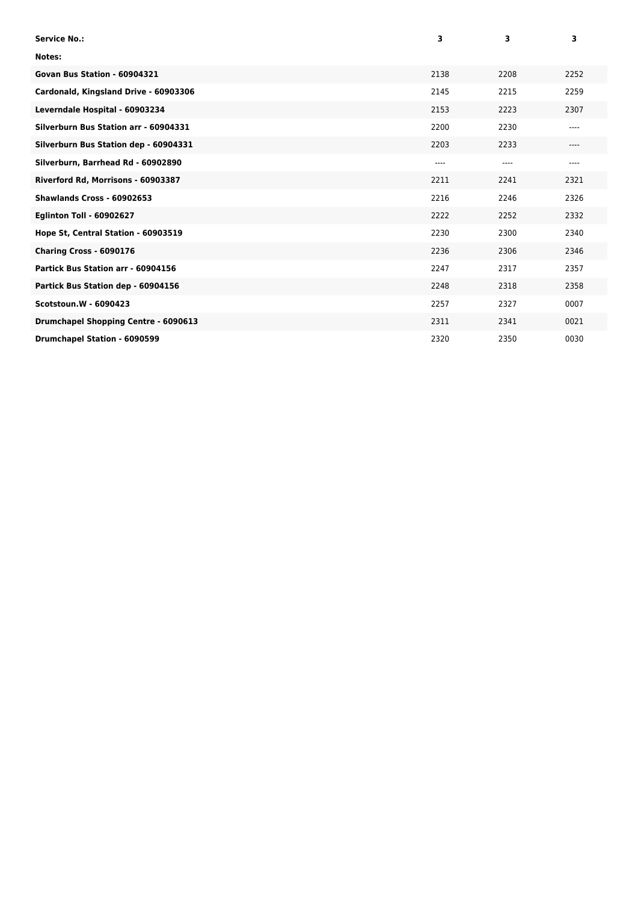| Service No.: | 3 | 3 | 3 |
|---|---|---|---|
| Notes: | | | |
| Govan Bus Station - 60904321 | 2138 | 2208 | 2252 |
| Cardonald, Kingsland Drive - 60903306 | 2145 | 2215 | 2259 |
| Leverndale Hospital - 60903234 | 2153 | 2223 | 2307 |
| Silverburn Bus Station arr - 60904331 | 2200 | 2230 | ---- |
| Silverburn Bus Station dep - 60904331 | 2203 | 2233 | ---- |
| Silverburn, Barrhead Rd - 60902890 | ---- | ---- | ---- |
| Riverford Rd, Morrisons - 60903387 | 2211 | 2241 | 2321 |
| Shawlands Cross - 60902653 | 2216 | 2246 | 2326 |
| Eglinton Toll - 60902627 | 2222 | 2252 | 2332 |
| Hope St, Central Station - 60903519 | 2230 | 2300 | 2340 |
| Charing Cross - 6090176 | 2236 | 2306 | 2346 |
| Partick Bus Station arr - 60904156 | 2247 | 2317 | 2357 |
| Partick Bus Station dep - 60904156 | 2248 | 2318 | 2358 |
| Scotstoun.W - 6090423 | 2257 | 2327 | 0007 |
| Drumchapel Shopping Centre - 6090613 | 2311 | 2341 | 0021 |
| Drumchapel Station - 6090599 | 2320 | 2350 | 0030 |